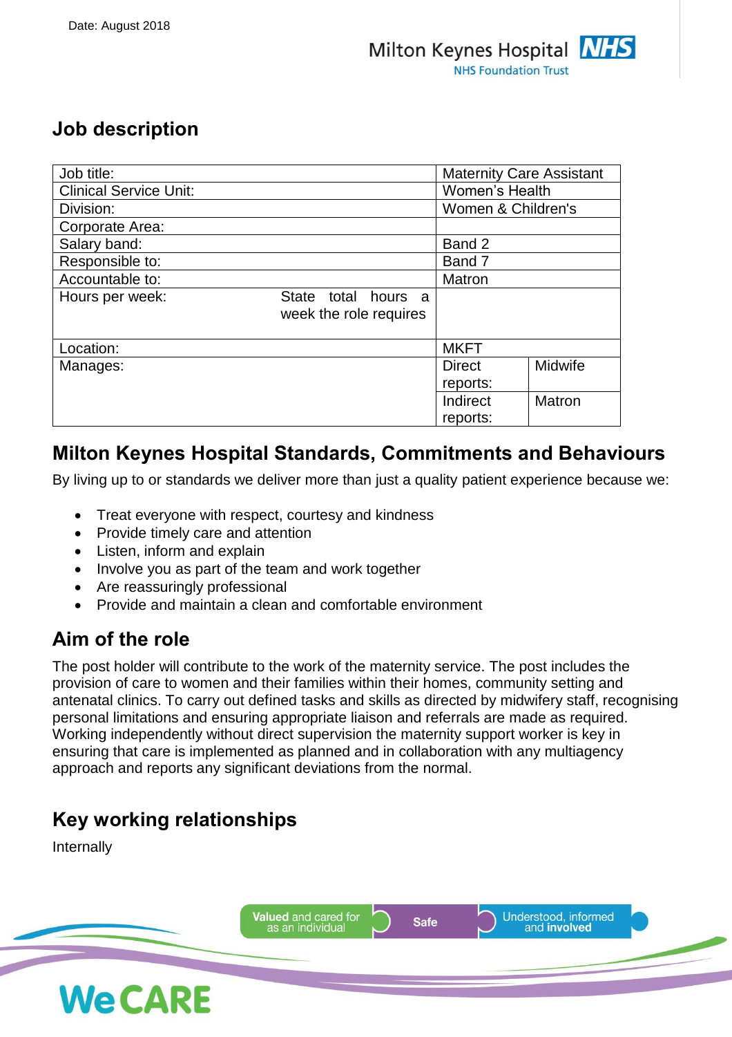Date: August 2018

# Job description

| Job title: | | Maternity Care Assistant | |
|---|---|---|---|
| Clinical Service Unit: | | Women's Health | |
| Division: | | Women & Children's | |
| Corporate Area: | | | |
| Salary band: | | Band 2 | |
| Responsible to: | | Band 7 | |
| Accountable to: | | Matron | |
| Hours per week: | State total hours a week the role requires | | |
| Location: | | MKFT | |
| Manages: | | Direct reports: | Midwife |
| | | Indirect reports: | Matron |

## Milton Keynes Hospital Standards, Commitments and Behaviours

By living up to or standards we deliver more than just a quality patient experience because we:

- Treat everyone with respect, courtesy and kindness
- Provide timely care and attention
- Listen, inform and explain
- Involve you as part of the team and work together
- Are reassuringly professional
- Provide and maintain a clean and comfortable environment

## Aim of the role

The post holder will contribute to the work of the maternity service. The post includes the provision of care to women and their families within their homes, community setting and antenatal clinics. To carry out defined tasks and skills as directed by midwifery staff, recognising personal limitations and ensuring appropriate liaison and referrals are made as required. Working independently without direct supervision the maternity support worker is key in ensuring that care is implemented as planned and in collaboration with any multiagency approach and reports any significant deviations from the normal.

## Key working relationships

Internally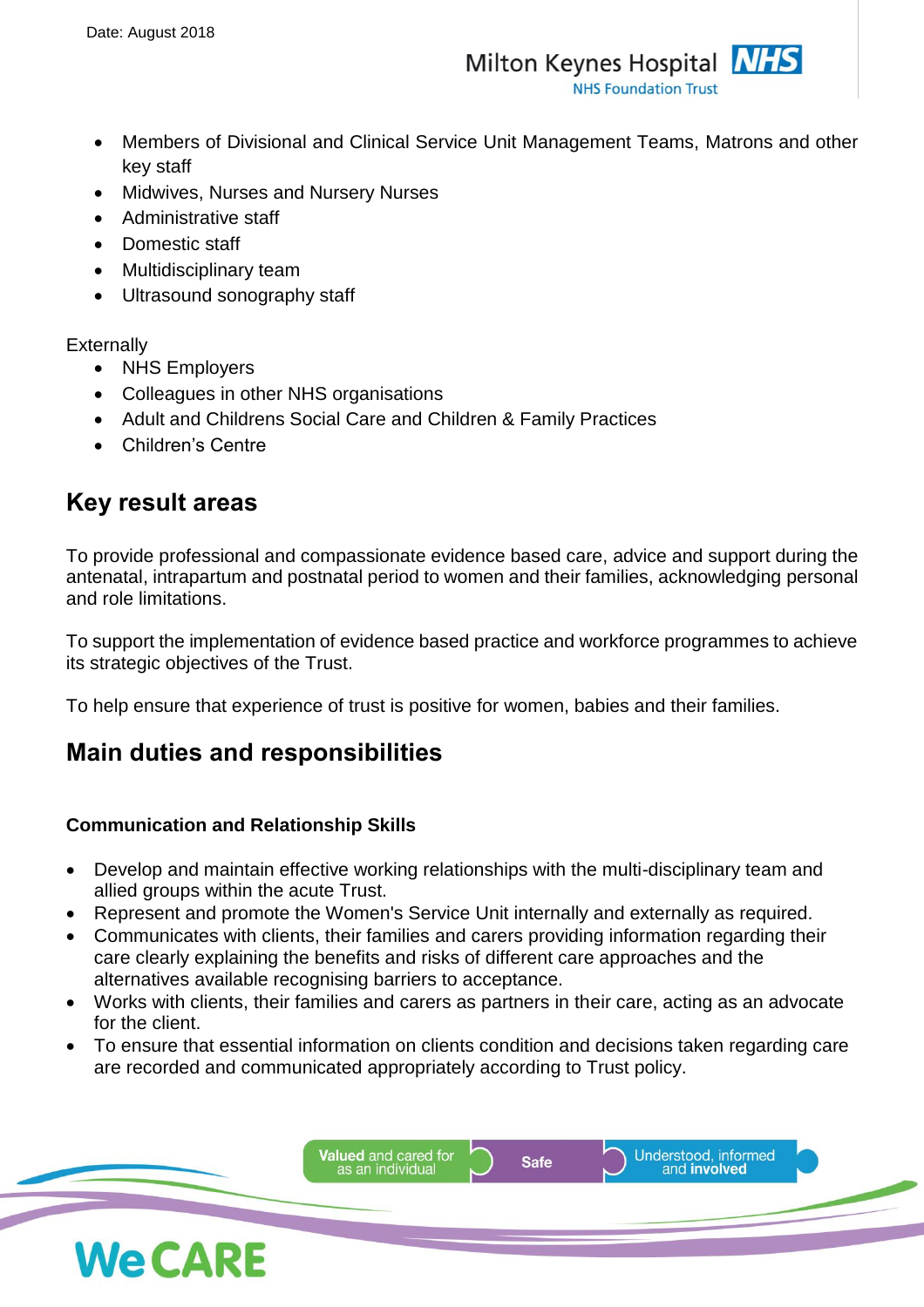- Members of Divisional and Clinical Service Unit Management Teams, Matrons and other key staff
- Midwives, Nurses and Nursery Nurses
- Administrative staff
- Domestic staff
- Multidisciplinary team
- Ultrasound sonography staff

Externally

- NHS Employers
- Colleagues in other NHS organisations
- Adult and Childrens Social Care and Children & Family Practices
- Children's Centre

## Key result areas

To provide professional and compassionate evidence based care, advice and support during the antenatal, intrapartum and postnatal period to women and their families, acknowledging personal and role limitations.

To support the implementation of evidence based practice and workforce programmes to achieve its strategic objectives of the Trust.

To help ensure that experience of trust is positive for women, babies and their families.

## Main duties and responsibilities

**Communication and Relationship Skills**

- Develop and maintain effective working relationships with the multi-disciplinary team and allied groups within the acute Trust.
- Represent and promote the Women's Service Unit internally and externally as required.
- Communicates with clients, their families and carers providing information regarding their care clearly explaining the benefits and risks of different care approaches and the alternatives available recognising barriers to acceptance.
- Works with clients, their families and carers as partners in their care, acting as an advocate for the client.
- To ensure that essential information on clients condition and decisions taken regarding care are recorded and communicated appropriately according to Trust policy.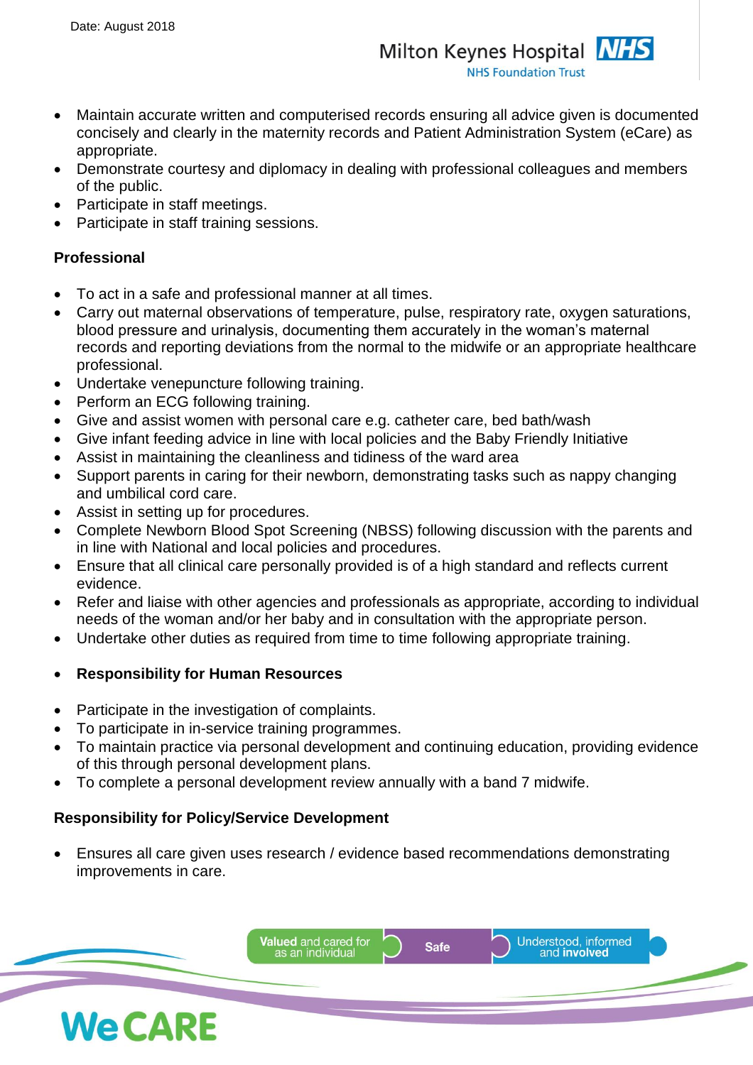- Maintain accurate written and computerised records ensuring all advice given is documented concisely and clearly in the maternity records and Patient Administration System (eCare) as appropriate.
- Demonstrate courtesy and diplomacy in dealing with professional colleagues and members of the public.
- Participate in staff meetings.
- Participate in staff training sessions.

**Professional**

- To act in a safe and professional manner at all times.
- Carry out maternal observations of temperature, pulse, respiratory rate, oxygen saturations, blood pressure and urinalysis, documenting them accurately in the woman's maternal records and reporting deviations from the normal to the midwife or an appropriate healthcare professional.
- Undertake venepuncture following training.
- Perform an ECG following training.
- Give and assist women with personal care e.g. catheter care, bed bath/wash
- Give infant feeding advice in line with local policies and the Baby Friendly Initiative
- Assist in maintaining the cleanliness and tidiness of the ward area
- Support parents in caring for their newborn, demonstrating tasks such as nappy changing and umbilical cord care.
- Assist in setting up for procedures.
- Complete Newborn Blood Spot Screening (NBSS) following discussion with the parents and in line with National and local policies and procedures.
- Ensure that all clinical care personally provided is of a high standard and reflects current evidence.
- Refer and liaise with other agencies and professionals as appropriate, according to individual needs of the woman and/or her baby and in consultation with the appropriate person.
- Undertake other duties as required from time to time following appropriate training.

- **Responsibility for Human Resources**

- Participate in the investigation of complaints.
- To participate in in-service training programmes.
- To maintain practice via personal development and continuing education, providing evidence of this through personal development plans.
- To complete a personal development review annually with a band 7 midwife.

**Responsibility for Policy/Service Development**

- Ensures all care given uses research / evidence based recommendations demonstrating improvements in care.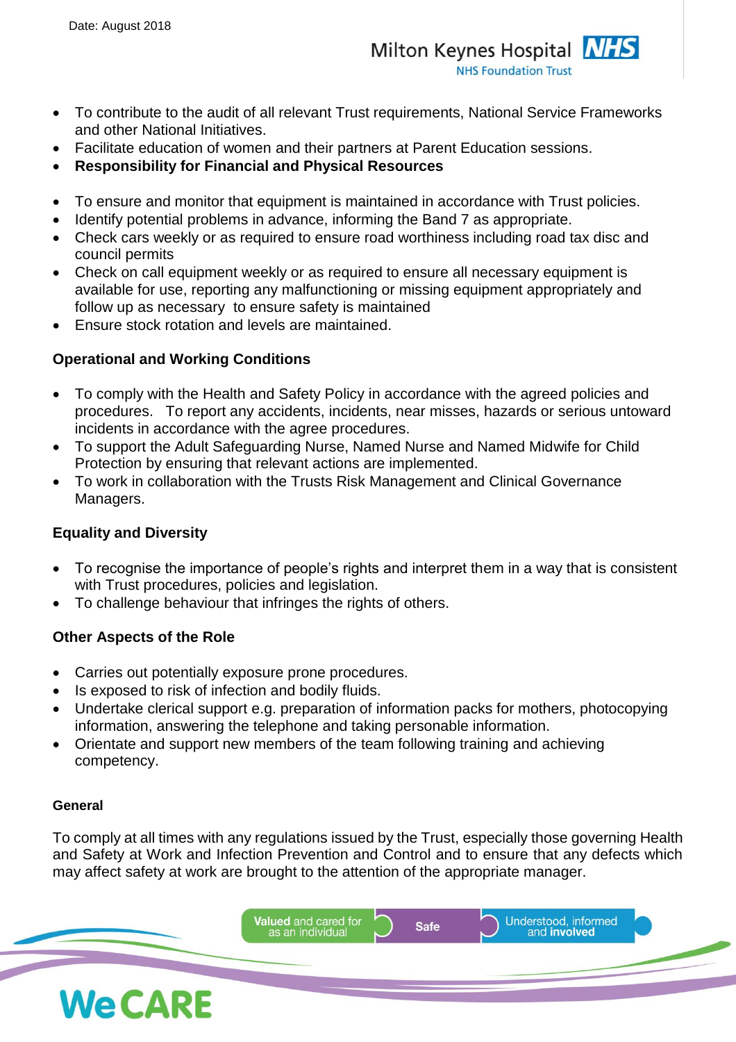- To contribute to the audit of all relevant Trust requirements, National Service Frameworks and other National Initiatives.
- Facilitate education of women and their partners at Parent Education sessions.
- **Responsibility for Financial and Physical Resources**

- To ensure and monitor that equipment is maintained in accordance with Trust policies.
- Identify potential problems in advance, informing the Band 7 as appropriate.
- Check cars weekly or as required to ensure road worthiness including road tax disc and council permits
- Check on call equipment weekly or as required to ensure all necessary equipment is available for use, reporting any malfunctioning or missing equipment appropriately and follow up as necessary to ensure safety is maintained
- Ensure stock rotation and levels are maintained.

**Operational and Working Conditions**

- To comply with the Health and Safety Policy in accordance with the agreed policies and procedures. To report any accidents, incidents, near misses, hazards or serious untoward incidents in accordance with the agree procedures.
- To support the Adult Safeguarding Nurse, Named Nurse and Named Midwife for Child Protection by ensuring that relevant actions are implemented.
- To work in collaboration with the Trusts Risk Management and Clinical Governance Managers.

**Equality and Diversity**

- To recognise the importance of people's rights and interpret them in a way that is consistent with Trust procedures, policies and legislation.
- To challenge behaviour that infringes the rights of others.

**Other Aspects of the Role**

- Carries out potentially exposure prone procedures.
- Is exposed to risk of infection and bodily fluids.
- Undertake clerical support e.g. preparation of information packs for mothers, photocopying information, answering the telephone and taking personable information.
- Orientate and support new members of the team following training and achieving competency.

**General**

To comply at all times with any regulations issued by the Trust, especially those governing Health and Safety at Work and Infection Prevention and Control and to ensure that any defects which may affect safety at work are brought to the attention of the appropriate manager.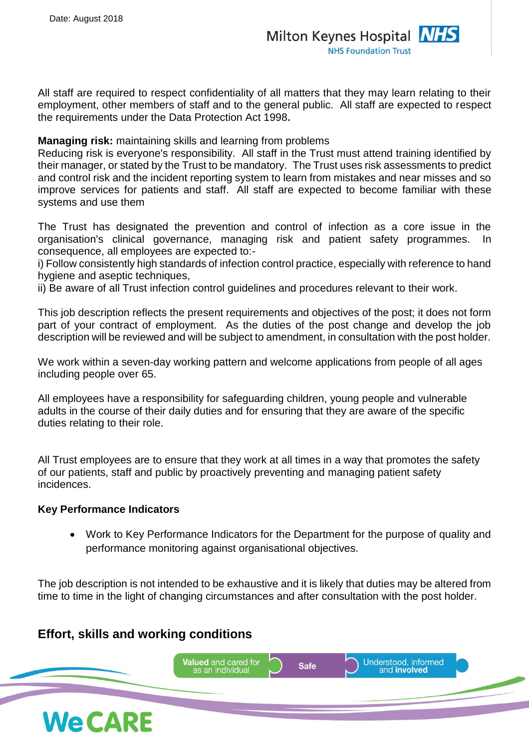All staff are required to respect confidentiality of all matters that they may learn relating to their employment, other members of staff and to the general public. All staff are expected to respect the requirements under the Data Protection Act 1998**.**

**Managing risk:** maintaining skills and learning from problems
Reducing risk is everyone's responsibility. All staff in the Trust must attend training identified by their manager, or stated by the Trust to be mandatory. The Trust uses risk assessments to predict and control risk and the incident reporting system to learn from mistakes and near misses and so improve services for patients and staff. All staff are expected to become familiar with these systems and use them

The Trust has designated the prevention and control of infection as a core issue in the organisation's clinical governance, managing risk and patient safety programmes. In consequence, all employees are expected to:-
i) Follow consistently high standards of infection control practice, especially with reference to hand hygiene and aseptic techniques,
ii) Be aware of all Trust infection control guidelines and procedures relevant to their work.

This job description reflects the present requirements and objectives of the post; it does not form part of your contract of employment. As the duties of the post change and develop the job description will be reviewed and will be subject to amendment, in consultation with the post holder.

We work within a seven-day working pattern and welcome applications from people of all ages including people over 65.

All employees have a responsibility for safeguarding children, young people and vulnerable adults in the course of their daily duties and for ensuring that they are aware of the specific duties relating to their role.

All Trust employees are to ensure that they work at all times in a way that promotes the safety of our patients, staff and public by proactively preventing and managing patient safety incidences.

**Key Performance Indicators**

- Work to Key Performance Indicators for the Department for the purpose of quality and performance monitoring against organisational objectives.

The job description is not intended to be exhaustive and it is likely that duties may be altered from time to time in the light of changing circumstances and after consultation with the post holder.

## Effort, skills and working conditions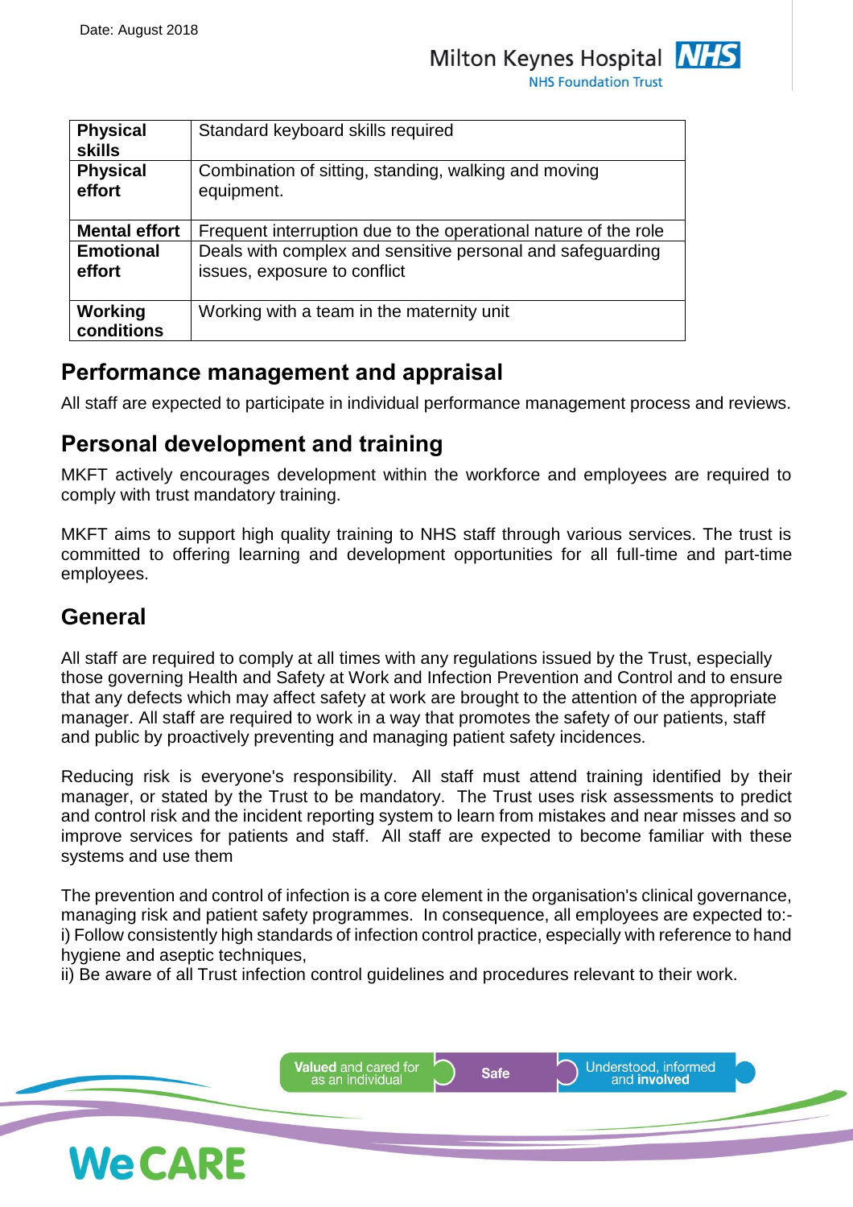| Physical skills | Standard keyboard skills required |
|---|---|
| Physical effort | Combination of sitting, standing, walking and moving equipment. |
| Mental effort | Frequent interruption due to the operational nature of the role |
| Emotional effort | Deals with complex and sensitive personal and safeguarding issues, exposure to conflict |
| Working conditions | Working with a team in the maternity unit |

## Performance management and appraisal

All staff are expected to participate in individual performance management process and reviews.

## Personal development and training

MKFT actively encourages development within the workforce and employees are required to comply with trust mandatory training.

MKFT aims to support high quality training to NHS staff through various services. The trust is committed to offering learning and development opportunities for all full-time and part-time employees.

## General

All staff are required to comply at all times with any regulations issued by the Trust, especially those governing Health and Safety at Work and Infection Prevention and Control and to ensure that any defects which may affect safety at work are brought to the attention of the appropriate manager. All staff are required to work in a way that promotes the safety of our patients, staff and public by proactively preventing and managing patient safety incidences.

Reducing risk is everyone's responsibility. All staff must attend training identified by their manager, or stated by the Trust to be mandatory. The Trust uses risk assessments to predict and control risk and the incident reporting system to learn from mistakes and near misses and so improve services for patients and staff. All staff are expected to become familiar with these systems and use them

The prevention and control of infection is a core element in the organisation's clinical governance, managing risk and patient safety programmes. In consequence, all employees are expected to:-
i) Follow consistently high standards of infection control practice, especially with reference to hand hygiene and aseptic techniques,
ii) Be aware of all Trust infection control guidelines and procedures relevant to their work.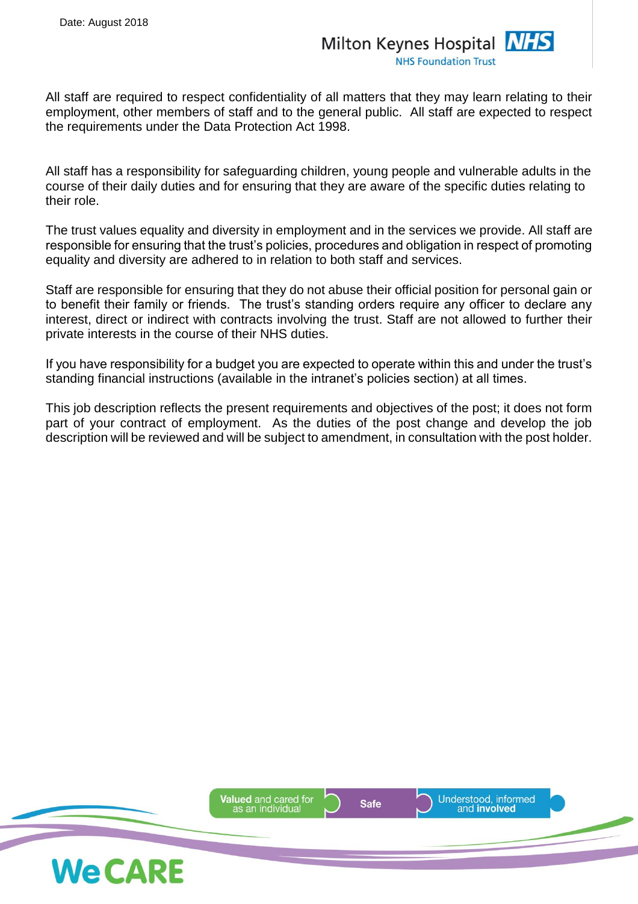All staff are required to respect confidentiality of all matters that they may learn relating to their employment, other members of staff and to the general public. All staff are expected to respect the requirements under the Data Protection Act 1998.

All staff has a responsibility for safeguarding children, young people and vulnerable adults in the course of their daily duties and for ensuring that they are aware of the specific duties relating to their role.

The trust values equality and diversity in employment and in the services we provide. All staff are responsible for ensuring that the trust's policies, procedures and obligation in respect of promoting equality and diversity are adhered to in relation to both staff and services.

Staff are responsible for ensuring that they do not abuse their official position for personal gain or to benefit their family or friends. The trust's standing orders require any officer to declare any interest, direct or indirect with contracts involving the trust. Staff are not allowed to further their private interests in the course of their NHS duties.

If you have responsibility for a budget you are expected to operate within this and under the trust's standing financial instructions (available in the intranet's policies section) at all times.

This job description reflects the present requirements and objectives of the post; it does not form part of your contract of employment. As the duties of the post change and develop the job description will be reviewed and will be subject to amendment, in consultation with the post holder.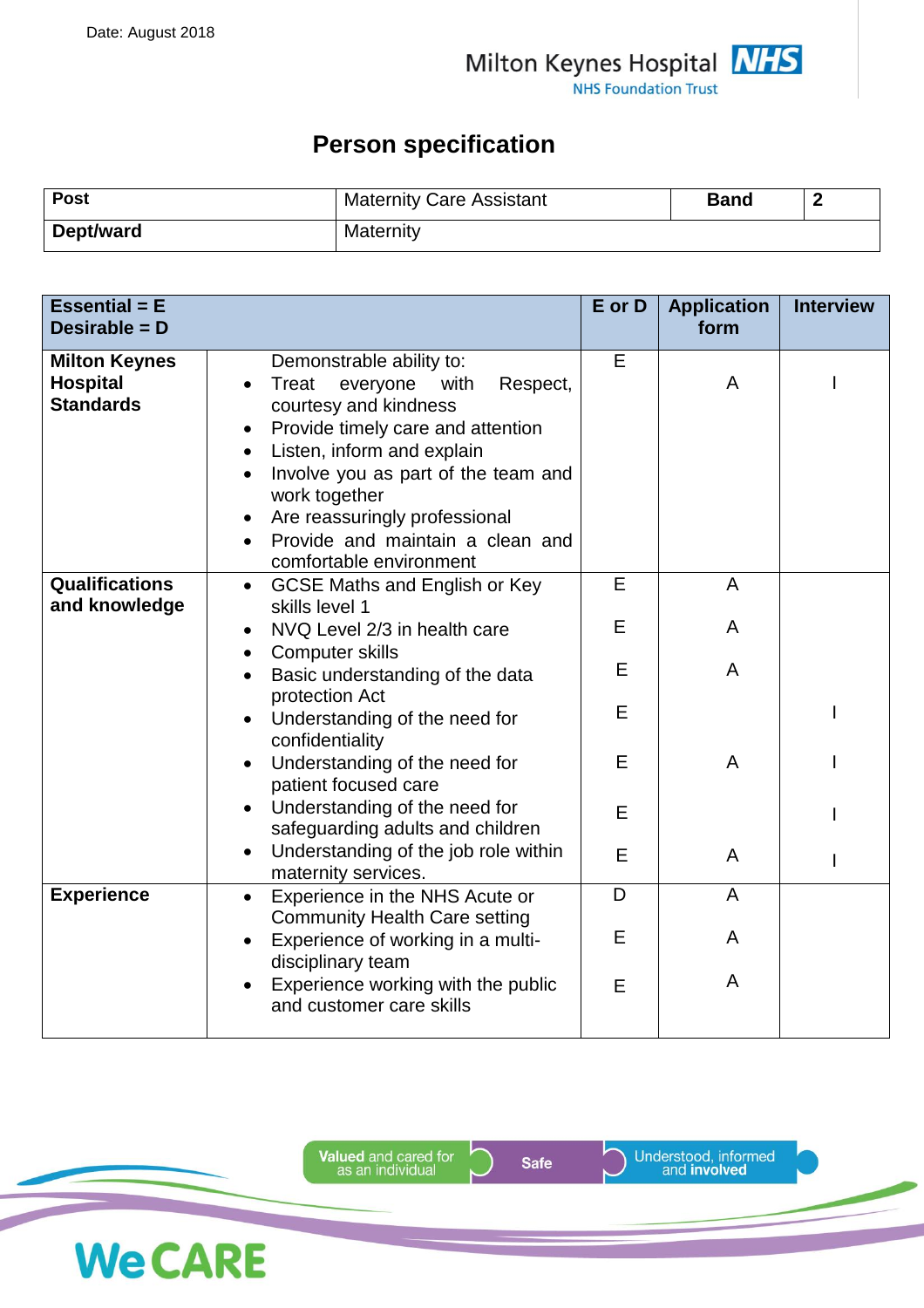Date: August 2018

Milton Keynes Hospital NHS Foundation Trust

# Person specification

| Post | Maternity Care Assistant | Band | 2 |
|---|---|---|---|
| Dept/ward | Maternity | | |

| Essential = E<br>Desirable = D | | E or D | Application form | Interview |
|---|---|---|---|---|
| **Milton Keynes Hospital Standards** | Demonstrable ability to:<br>• Treat everyone with Respect, courtesy and kindness<br>• Provide timely care and attention<br>• Listen, inform and explain<br>• Involve you as part of the team and work together<br>• Are reassuringly professional<br>• Provide and maintain a clean and comfortable environment | E | A | I |
| **Qualifications and knowledge** | • GCSE Maths and English or Key skills level 1 | E | A | |
| | • NVQ Level 2/3 in health care | E | A | |
| | • Computer skills | E | A | |
| | • Basic understanding of the data protection Act | E | | I |
| | • Understanding of the need for confidentiality | E | A | I |
| | • Understanding of the need for patient focused care | E | | I |
| | • Understanding of the need for safeguarding adults and children | E | A | I |
| | • Understanding of the job role within maternity services. | | | |
| **Experience** | • Experience in the NHS Acute or Community Health Care setting | D | A | |
| | • Experience of working in a multi-disciplinary team | E | A | |
| | • Experience working with the public and customer care skills | E | A | |

Valued and cared for as an individual | Safe | Understood, informed and involved

We CARE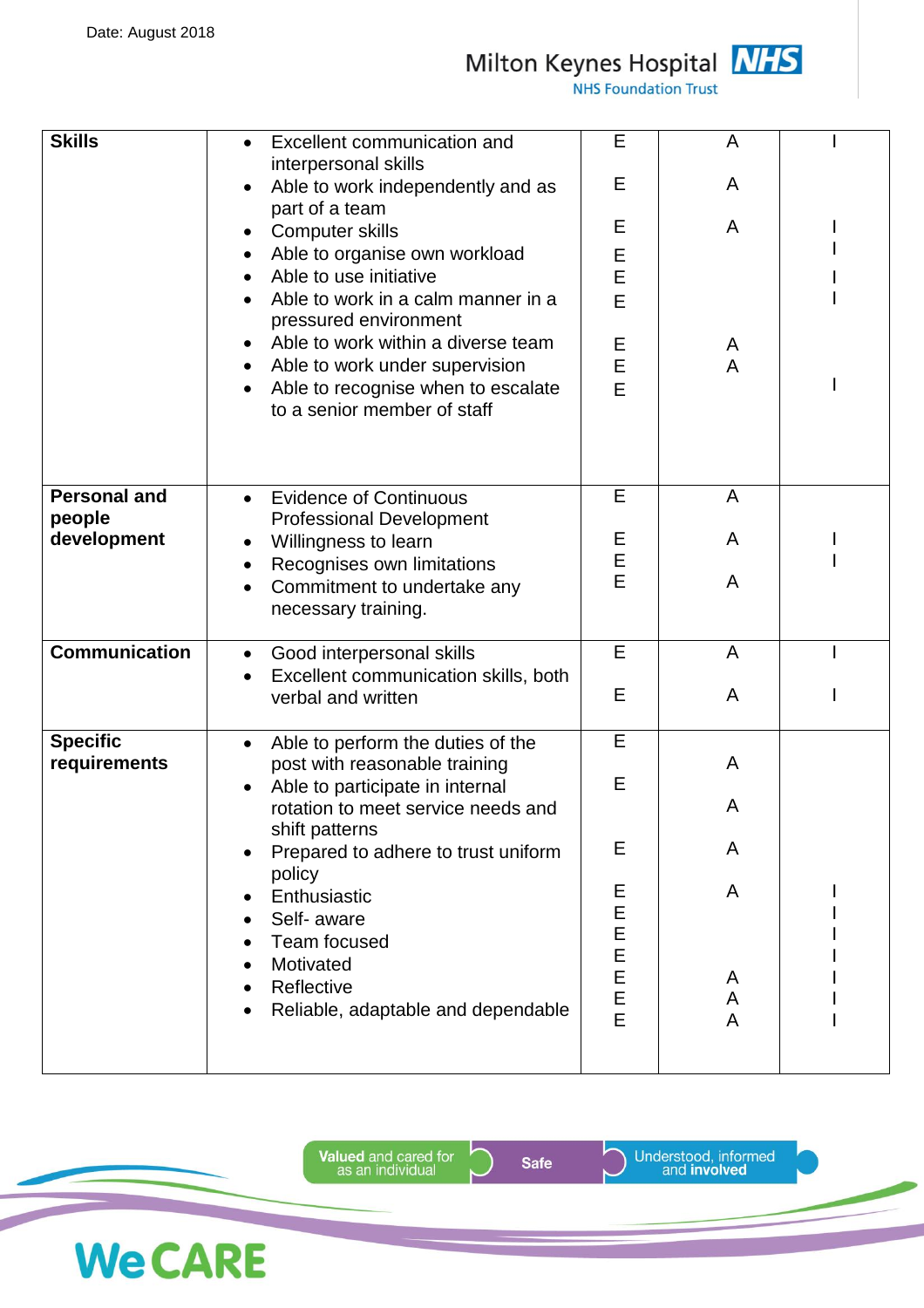Date: August 2018

| | | | | |
|---|---|---|---|---|
| **Skills** | • Excellent communication and interpersonal skills | E | A | I |
| | • Able to work independently and as part of a team | E | A | |
| | • Computer skills | E | A | I |
| | • Able to organise own workload | E | | I |
| | • Able to use initiative | E | | I |
| | • Able to work in a calm manner in a pressured environment | E | | I |
| | • Able to work within a diverse team | E | A | |
| | • Able to work under supervision | E | A | |
| | • Able to recognise when to escalate to a senior member of staff | E | | I |
| **Personal and people development** | • Evidence of Continuous Professional Development | E | A | |
| | • Willingness to learn | E | A | I |
| | • Recognises own limitations | E | | I |
| | • Commitment to undertake any necessary training. | E | A | |
| **Communication** | • Good interpersonal skills | E | A | I |
| | • Excellent communication skills, both verbal and written | E | A | I |
| **Specific requirements** | • Able to perform the duties of the post with reasonable training | E | A | |
| | • Able to participate in internal rotation to meet service needs and shift patterns | E | A | |
| | • Prepared to adhere to trust uniform policy | E | A | |
| | • Enthusiastic | E | A | I |
| | • Self- aware | E | | I |
| | • Team focused | E | | I |
| | • Motivated | E | | I |
| | • Reflective | E | A | I |
| | • Reliable, adaptable and dependable | E | A | I |
| | | E | A | I |

Valued and cared for as an individual | Safe | Understood, informed and involved

WeCARE